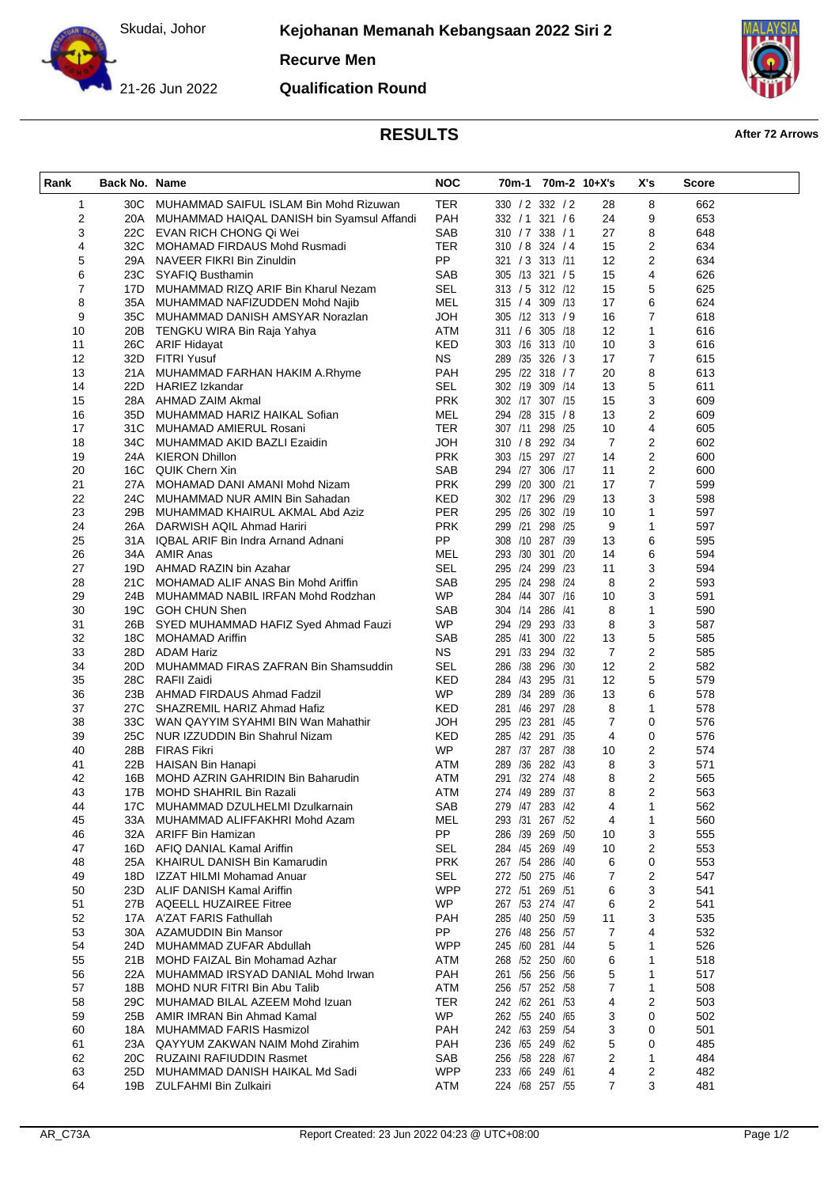Skudai, Johor

21-26 Jun 2022

# Kejohanan Memanah Kebangsaan 2022 Siri 2

## Recurve Men

## Qualification Round

## RESULTS

**After 72 Arrows**

| Rank | Back No. | Name | NOC | 70m-1 | 70m-2 | 10+X's | X's | Score |
|---|---|---|---|---|---|---|---|---|
| 1 | 30C | MUHAMMAD SAIFUL ISLAM Bin Mohd Rizuwan | TER | 330 / 2 | 332 / 2 | 28 | 8 | 662 |
| 2 | 20A | MUHAMMAD HAIQAL DANISH bin Syamsul Affandi | PAH | 332 / 1 | 321 / 6 | 24 | 9 | 653 |
| 3 | 22C | EVAN RICH CHONG Qi Wei | SAB | 310 / 7 | 338 / 1 | 27 | 8 | 648 |
| 4 | 32C | MOHAMAD FIRDAUS Mohd Rusmadi | TER | 310 / 8 | 324 / 4 | 15 | 2 | 634 |
| 5 | 29A | NAVEER FIKRI Bin Zinuldin | PP | 321 / 3 | 313 /11 | 12 | 2 | 634 |
| 6 | 23C | SYAFIQ Busthamin | SAB | 305 /13 | 321 / 5 | 15 | 4 | 626 |
| 7 | 17D | MUHAMMAD RIZQ ARIF Bin Kharul Nezam | SEL | 313 / 5 | 312 /12 | 15 | 5 | 625 |
| 8 | 35A | MUHAMMAD NAFIZUDDEN Mohd Najib | MEL | 315 / 4 | 309 /13 | 17 | 6 | 624 |
| 9 | 35C | MUHAMMAD DANISH AMSYAR Norazlan | JOH | 305 /12 | 313 / 9 | 16 | 7 | 618 |
| 10 | 20B | TENGKU WIRA Bin Raja Yahya | ATM | 311 / 6 | 305 /18 | 12 | 1 | 616 |
| 11 | 26C | ARIF Hidayat | KED | 303 /16 | 313 /10 | 10 | 3 | 616 |
| 12 | 32D | FITRI Yusuf | NS | 289 /35 | 326 / 3 | 17 | 7 | 615 |
| 13 | 21A | MUHAMMAD FARHAN HAKIM A.Rhyme | PAH | 295 /22 | 318 / 7 | 20 | 8 | 613 |
| 14 | 22D | HARIEZ Izkandar | SEL | 302 /19 | 309 /14 | 13 | 5 | 611 |
| 15 | 28A | AHMAD ZAIM Akmal | PRK | 302 /17 | 307 /15 | 15 | 3 | 609 |
| 16 | 35D | MUHAMMAD HARIZ HAIKAL Sofian | MEL | 294 /28 | 315 / 8 | 13 | 2 | 609 |
| 17 | 31C | MUHAMAD AMIERUL Rosani | TER | 307 /11 | 298 /25 | 10 | 4 | 605 |
| 18 | 34C | MUHAMMAD AKID BAZLI Ezaidin | JOH | 310 / 8 | 292 /34 | 7 | 2 | 602 |
| 19 | 24A | KIERON Dhillon | PRK | 303 /15 | 297 /27 | 14 | 2 | 600 |
| 20 | 16C | QUIK Chern Xin | SAB | 294 /27 | 306 /17 | 11 | 2 | 600 |
| 21 | 27A | MOHAMAD DANI AMANI Mohd Nizam | PRK | 299 /20 | 300 /21 | 17 | 7 | 599 |
| 22 | 24C | MUHAMMAD NUR AMIN Bin Sahadan | KED | 302 /17 | 296 /29 | 13 | 3 | 598 |
| 23 | 29B | MUHAMMAD KHAIRUL AKMAL Abd Aziz | PER | 295 /26 | 302 /19 | 10 | 1 | 597 |
| 24 | 26A | DARWISH AQIL Ahmad Hariri | PRK | 299 /21 | 298 /25 | 9 | 1 | 597 |
| 25 | 31A | IQBAL ARIF Bin Indra Arnand Adnani | PP | 308 /10 | 287 /39 | 13 | 6 | 595 |
| 26 | 34A | AMIR Anas | MEL | 293 /30 | 301 /20 | 14 | 6 | 594 |
| 27 | 19D | AHMAD RAZIN bin Azahar | SEL | 295 /24 | 299 /23 | 11 | 3 | 594 |
| 28 | 21C | MOHAMAD ALIF ANAS Bin Mohd Ariffin | SAB | 295 /24 | 298 /24 | 8 | 2 | 593 |
| 29 | 24B | MUHAMMAD NABIL IRFAN Mohd Rodzhan | WP | 284 /44 | 307 /16 | 10 | 3 | 591 |
| 30 | 19C | GOH CHUN Shen | SAB | 304 /14 | 286 /41 | 8 | 1 | 590 |
| 31 | 26B | SYED MUHAMMAD HAFIZ Syed Ahmad Fauzi | WP | 294 /29 | 293 /33 | 8 | 3 | 587 |
| 32 | 18C | MOHAMAD Ariffin | SAB | 285 /41 | 300 /22 | 13 | 5 | 585 |
| 33 | 28D | ADAM Hariz | NS | 291 /33 | 294 /32 | 7 | 2 | 585 |
| 34 | 20D | MUHAMMAD FIRAS ZAFRAN Bin Shamsuddin | SEL | 286 /38 | 296 /30 | 12 | 2 | 582 |
| 35 | 28C | RAFII Zaidi | KED | 284 /43 | 295 /31 | 12 | 5 | 579 |
| 36 | 23B | AHMAD FIRDAUS Ahmad Fadzil | WP | 289 /34 | 289 /36 | 13 | 6 | 578 |
| 37 | 27C | SHAZREMIL HARIZ Ahmad Hafiz | KED | 281 /46 | 297 /28 | 8 | 1 | 578 |
| 38 | 33C | WAN QAYYIM SYAHMI BIN Wan Mahathir | JOH | 295 /23 | 281 /45 | 7 | 0 | 576 |
| 39 | 25C | NUR IZZUDDIN Bin Shahrul Nizam | KED | 285 /42 | 291 /35 | 4 | 0 | 576 |
| 40 | 28B | FIRAS Fikri | WP | 287 /37 | 287 /38 | 10 | 2 | 574 |
| 41 | 22B | HAISAN Bin Hanapi | ATM | 289 /36 | 282 /43 | 8 | 3 | 571 |
| 42 | 16B | MOHD AZRIN GAHRIDIN Bin Baharudin | ATM | 291 /32 | 274 /48 | 8 | 2 | 565 |
| 43 | 17B | MOHD SHAHRIL Bin Razali | ATM | 274 /49 | 289 /37 | 8 | 2 | 563 |
| 44 | 17C | MUHAMMAD DZULHELMI Dzulkarnain | SAB | 279 /47 | 283 /42 | 4 | 1 | 562 |
| 45 | 33A | MUHAMMAD ALIFFAKHRI Mohd Azam | MEL | 293 /31 | 267 /52 | 4 | 1 | 560 |
| 46 | 32A | ARIFF Bin Hamizan | PP | 286 /39 | 269 /50 | 10 | 3 | 555 |
| 47 | 16D | AFIQ DANIAL Kamal Ariffin | SEL | 284 /45 | 269 /49 | 10 | 2 | 553 |
| 48 | 25A | KHAIRUL DANISH Bin Kamarudin | PRK | 267 /54 | 286 /40 | 6 | 0 | 553 |
| 49 | 18D | IZZAT HILMI Mohamad Anuar | SEL | 272 /50 | 275 /46 | 7 | 2 | 547 |
| 50 | 23D | ALIF DANISH Kamal Ariffin | WPP | 272 /51 | 269 /51 | 6 | 3 | 541 |
| 51 | 27B | AQEELL HUZAIREE Fitree | WP | 267 /53 | 274 /47 | 6 | 2 | 541 |
| 52 | 17A | A'ZAT FARIS Fathullah | PAH | 285 /40 | 250 /59 | 11 | 3 | 535 |
| 53 | 30A | AZAMUDDIN Bin Mansor | PP | 276 /48 | 256 /57 | 7 | 4 | 532 |
| 54 | 24D | MUHAMMAD ZUFAR Abdullah | WPP | 245 /60 | 281 /44 | 5 | 1 | 526 |
| 55 | 21B | MOHD FAIZAL Bin Mohamad Azhar | ATM | 268 /52 | 250 /60 | 6 | 1 | 518 |
| 56 | 22A | MUHAMMAD IRSYAD DANIAL Mohd Irwan | PAH | 261 /56 | 256 /56 | 5 | 1 | 517 |
| 57 | 18B | MOHD NUR FITRI Bin Abu Talib | ATM | 256 /57 | 252 /58 | 7 | 1 | 508 |
| 58 | 29C | MUHAMAD BILAL AZEEM Mohd Izuan | TER | 242 /62 | 261 /53 | 4 | 2 | 503 |
| 59 | 25B | AMIR IMRAN Bin Ahmad Kamal | WP | 262 /55 | 240 /65 | 3 | 0 | 502 |
| 60 | 18A | MUHAMMAD FARIS Hasmizol | PAH | 242 /63 | 259 /54 | 3 | 0 | 501 |
| 61 | 23A | QAYYUM ZAKWAN NAIM Mohd Zirahim | PAH | 236 /65 | 249 /62 | 5 | 0 | 485 |
| 62 | 20C | RUZAINI RAFIUDDIN Rasmet | SAB | 256 /58 | 228 /67 | 2 | 1 | 484 |
| 63 | 25D | MUHAMMAD DANISH HAIKAL Md Sadi | WPP | 233 /66 | 249 /61 | 4 | 2 | 482 |
| 64 | 19B | ZULFAHMI Bin Zulkairi | ATM | 224 /68 | 257 /55 | 7 | 3 | 481 |

AR_C73A Report Created: 23 Jun 2022 04:23 @ UTC+08:00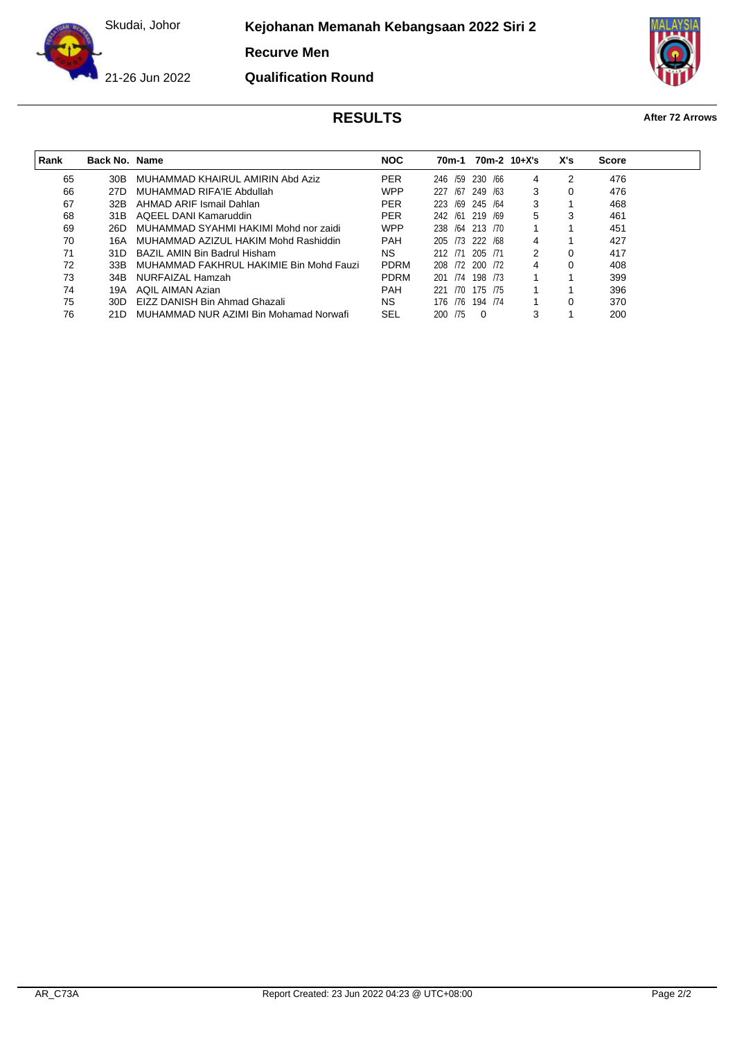Skudai, Johor

21-26 Jun 2022

**Kejohanan Memanah Kebangsaan 2022 Siri 2**

**Recurve Men**

**Qualification Round**

## RESULTS

**After 72 Arrows**

| Rank | Back No. | Name | NOC | 70m-1 | 70m-2 | 10+X's | X's | Score |
|---|---|---|---|---|---|---|---|---|
| 65 | 30B | MUHAMMAD KHAIRUL AMIRIN Abd Aziz | PER | 246 /59 | 230 /66 | 4 | 2 | 476 |
| 66 | 27D | MUHAMMAD RIFA'IE Abdullah | WPP | 227 /67 | 249 /63 | 3 | 0 | 476 |
| 67 | 32B | AHMAD ARIF Ismail Dahlan | PER | 223 /69 | 245 /64 | 3 | 1 | 468 |
| 68 | 31B | AQEEL DANI Kamaruddin | PER | 242 /61 | 219 /69 | 5 | 3 | 461 |
| 69 | 26D | MUHAMMAD SYAHMI HAKIMI Mohd nor zaidi | WPP | 238 /64 | 213 /70 | 1 | 1 | 451 |
| 70 | 16A | MUHAMMAD AZIZUL HAKIM Mohd Rashiddin | PAH | 205 /73 | 222 /68 | 4 | 1 | 427 |
| 71 | 31D | BAZIL AMIN Bin Badrul Hisham | NS | 212 /71 | 205 /71 | 2 | 0 | 417 |
| 72 | 33B | MUHAMMAD FAKHRUL HAKIMIE Bin Mohd Fauzi | PDRM | 208 /72 | 200 /72 | 4 | 0 | 408 |
| 73 | 34B | NURFAIZAL Hamzah | PDRM | 201 /74 | 198 /73 | 1 | 1 | 399 |
| 74 | 19A | AQIL AIMAN Azian | PAH | 221 /70 | 175 /75 | 1 | 1 | 396 |
| 75 | 30D | EIZZ DANISH Bin Ahmad Ghazali | NS | 176 /76 | 194 /74 | 1 | 0 | 370 |
| 76 | 21D | MUHAMMAD NUR AZIMI Bin Mohamad Norwafi | SEL | 200 /75 | 0 | 3 | 1 | 200 |

AR_C73A

Report Created: 23 Jun 2022 04:23 @ UTC+08:00